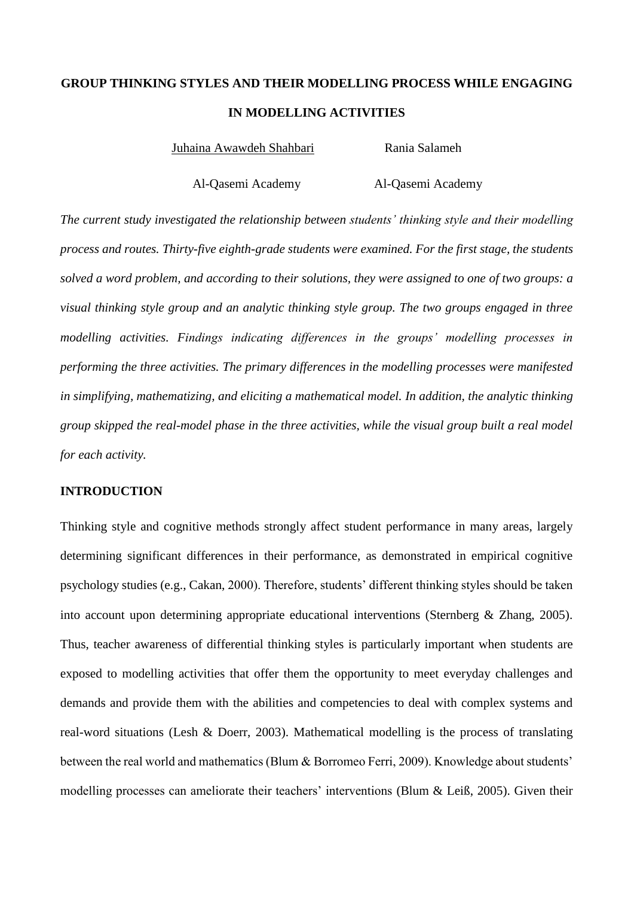# GROUP THINKING STYLES AND THEIR MODELLING PROCESS WHILE ENGAGING IN MODELLING ACTIVITIES

Juhaina Awawdeh Shahbari — Al-Qasemi Academy

Rania Salameh — Al-Qasemi Academy

*The current study investigated the relationship between students' thinking style and their modelling process and routes. Thirty-five eighth-grade students were examined. For the first stage, the students solved a word problem, and according to their solutions, they were assigned to one of two groups: a visual thinking style group and an analytic thinking style group. The two groups engaged in three modelling activities. Findings indicating differences in the groups' modelling processes in performing the three activities. The primary differences in the modelling processes were manifested in simplifying, mathematizing, and eliciting a mathematical model. In addition, the analytic thinking group skipped the real-model phase in the three activities, while the visual group built a real model for each activity.*

## INTRODUCTION

Thinking style and cognitive methods strongly affect student performance in many areas, largely determining significant differences in their performance, as demonstrated in empirical cognitive psychology studies (e.g., Cakan, 2000). Therefore, students' different thinking styles should be taken into account upon determining appropriate educational interventions (Sternberg & Zhang, 2005). Thus, teacher awareness of differential thinking styles is particularly important when students are exposed to modelling activities that offer them the opportunity to meet everyday challenges and demands and provide them with the abilities and competencies to deal with complex systems and real-word situations (Lesh & Doerr, 2003). Mathematical modelling is the process of translating between the real world and mathematics (Blum & Borromeo Ferri, 2009). Knowledge about students' modelling processes can ameliorate their teachers' interventions (Blum & Leiß, 2005). Given their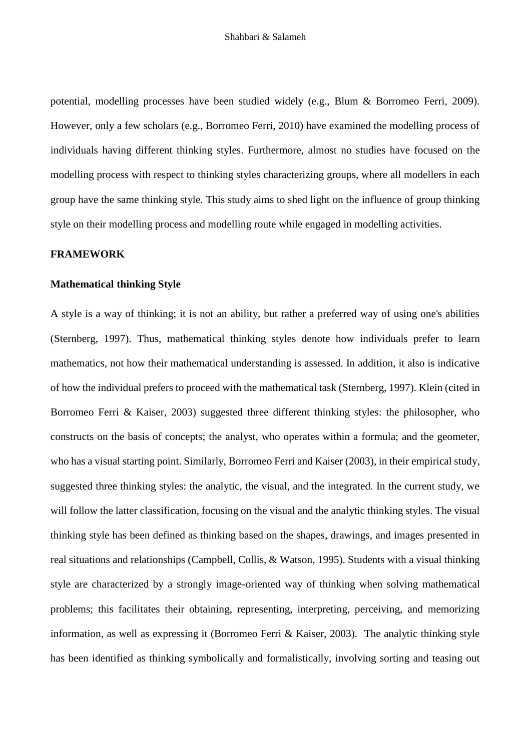potential, modelling processes have been studied widely (e.g., Blum & Borromeo Ferri, 2009). However, only a few scholars (e.g., Borromeo Ferri, 2010) have examined the modelling process of individuals having different thinking styles. Furthermore, almost no studies have focused on the modelling process with respect to thinking styles characterizing groups, where all modellers in each group have the same thinking style. This study aims to shed light on the influence of group thinking style on their modelling process and modelling route while engaged in modelling activities.

## FRAMEWORK

### Mathematical thinking Style

A style is a way of thinking; it is not an ability, but rather a preferred way of using one's abilities (Sternberg, 1997). Thus, mathematical thinking styles denote how individuals prefer to learn mathematics, not how their mathematical understanding is assessed. In addition, it also is indicative of how the individual prefers to proceed with the mathematical task (Sternberg, 1997). Klein (cited in Borromeo Ferri & Kaiser, 2003) suggested three different thinking styles: the philosopher, who constructs on the basis of concepts; the analyst, who operates within a formula; and the geometer, who has a visual starting point. Similarly, Borromeo Ferri and Kaiser (2003), in their empirical study, suggested three thinking styles: the analytic, the visual, and the integrated. In the current study, we will follow the latter classification, focusing on the visual and the analytic thinking styles. The visual thinking style has been defined as thinking based on the shapes, drawings, and images presented in real situations and relationships (Campbell, Collis, & Watson, 1995). Students with a visual thinking style are characterized by a strongly image-oriented way of thinking when solving mathematical problems; this facilitates their obtaining, representing, interpreting, perceiving, and memorizing information, as well as expressing it (Borromeo Ferri & Kaiser, 2003). The analytic thinking style has been identified as thinking symbolically and formalistically, involving sorting and teasing out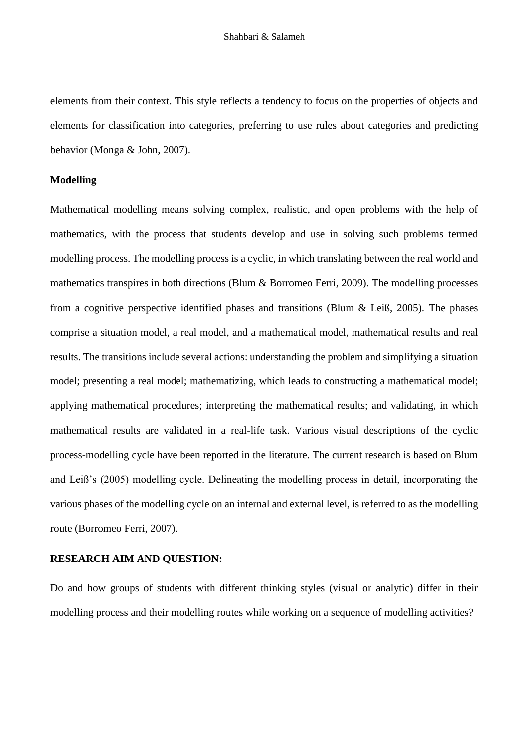elements from their context. This style reflects a tendency to focus on the properties of objects and elements for classification into categories, preferring to use rules about categories and predicting behavior (Monga & John, 2007).

**Modelling**

Mathematical modelling means solving complex, realistic, and open problems with the help of mathematics, with the process that students develop and use in solving such problems termed modelling process. The modelling process is a cyclic, in which translating between the real world and mathematics transpires in both directions (Blum & Borromeo Ferri, 2009). The modelling processes from a cognitive perspective identified phases and transitions (Blum & Leiß, 2005). The phases comprise a situation model, a real model, and a mathematical model, mathematical results and real results. The transitions include several actions: understanding the problem and simplifying a situation model; presenting a real model; mathematizing, which leads to constructing a mathematical model; applying mathematical procedures; interpreting the mathematical results; and validating, in which mathematical results are validated in a real-life task. Various visual descriptions of the cyclic process-modelling cycle have been reported in the literature. The current research is based on Blum and Leiß's (2005) modelling cycle. Delineating the modelling process in detail, incorporating the various phases of the modelling cycle on an internal and external level, is referred to as the modelling route (Borromeo Ferri, 2007).

**RESEARCH AIM AND QUESTION:**

Do and how groups of students with different thinking styles (visual or analytic) differ in their modelling process and their modelling routes while working on a sequence of modelling activities?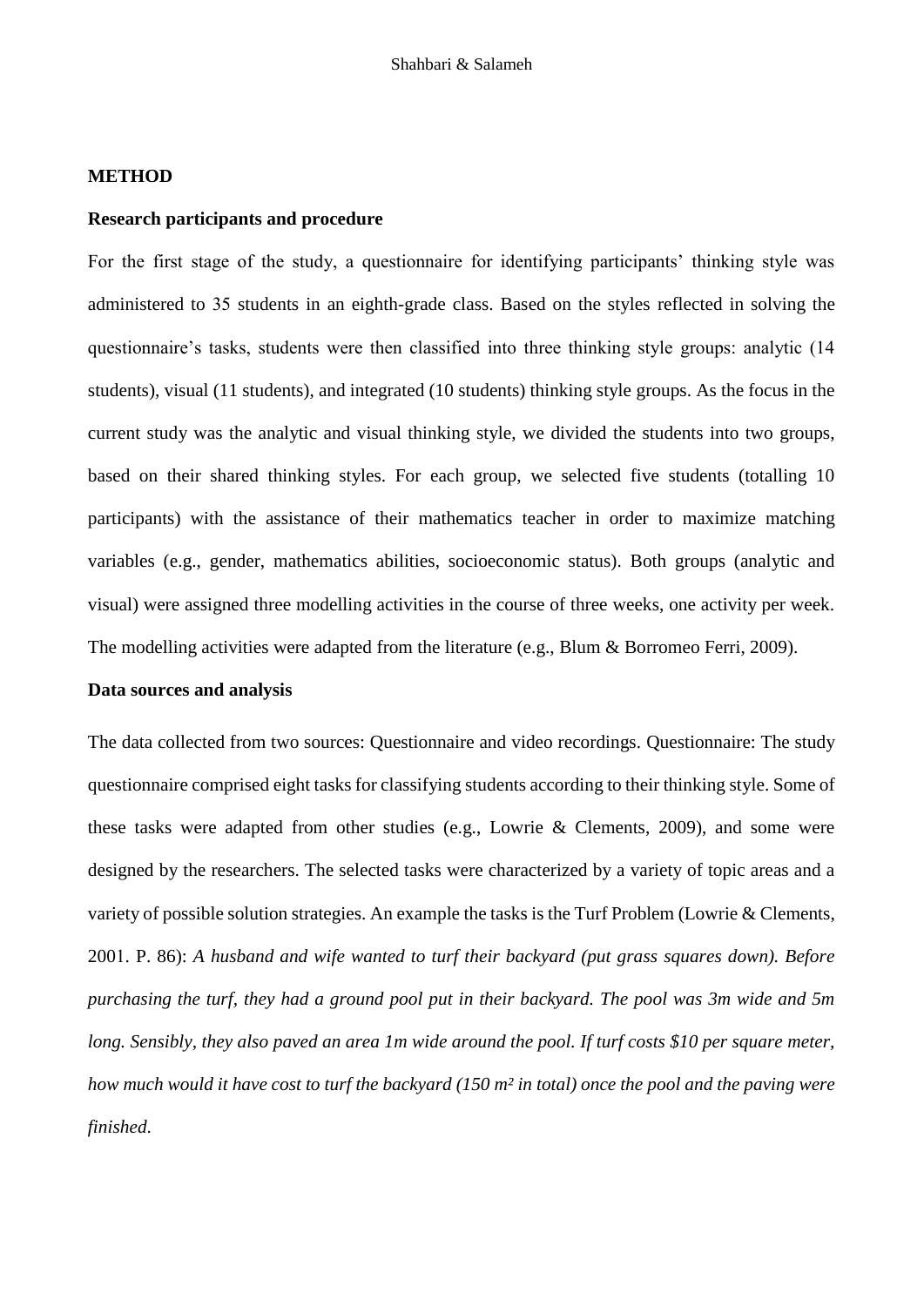## METHOD

### Research participants and procedure

For the first stage of the study, a questionnaire for identifying participants' thinking style was administered to 35 students in an eighth-grade class. Based on the styles reflected in solving the questionnaire's tasks, students were then classified into three thinking style groups: analytic (14 students), visual (11 students), and integrated (10 students) thinking style groups. As the focus in the current study was the analytic and visual thinking style, we divided the students into two groups, based on their shared thinking styles. For each group, we selected five students (totalling 10 participants) with the assistance of their mathematics teacher in order to maximize matching variables (e.g., gender, mathematics abilities, socioeconomic status). Both groups (analytic and visual) were assigned three modelling activities in the course of three weeks, one activity per week. The modelling activities were adapted from the literature (e.g., Blum & Borromeo Ferri, 2009).

### Data sources and analysis

The data collected from two sources: Questionnaire and video recordings. Questionnaire: The study questionnaire comprised eight tasks for classifying students according to their thinking style. Some of these tasks were adapted from other studies (e.g., Lowrie & Clements, 2009), and some were designed by the researchers. The selected tasks were characterized by a variety of topic areas and a variety of possible solution strategies. An example the tasks is the Turf Problem (Lowrie & Clements, 2001. P. 86): *A husband and wife wanted to turf their backyard (put grass squares down). Before purchasing the turf, they had a ground pool put in their backyard. The pool was 3m wide and 5m long. Sensibly, they also paved an area 1m wide around the pool. If turf costs $10 per square meter, how much would it have cost to turf the backyard (150 m² in total) once the pool and the paving were finished.*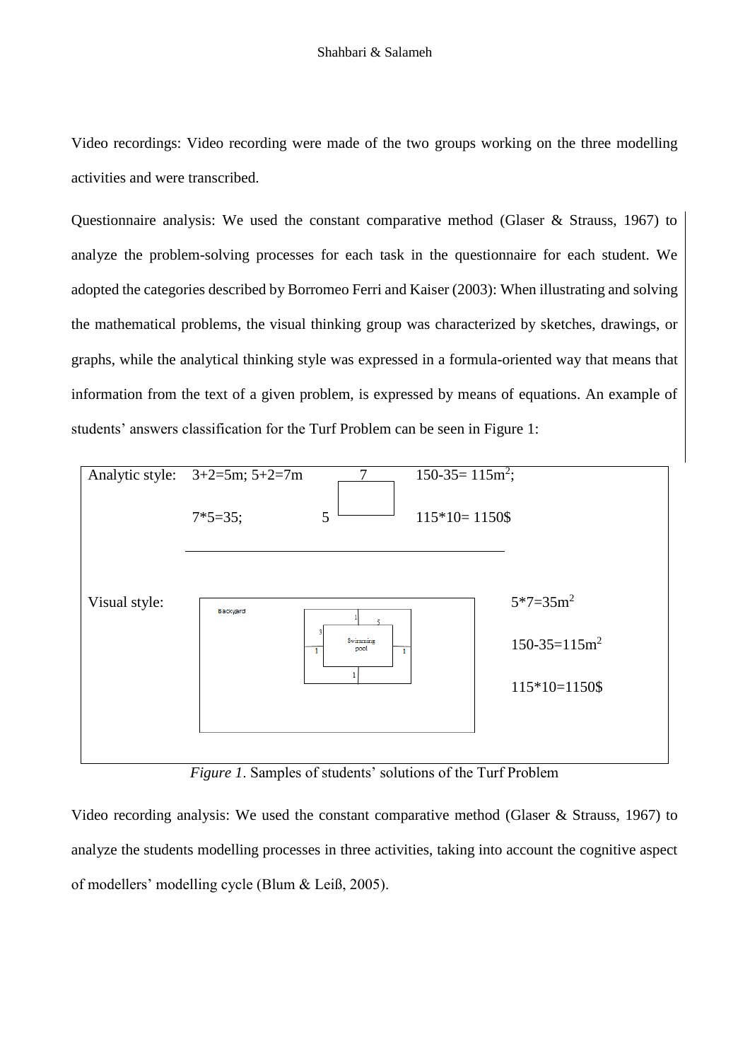Video recordings: Video recording were made of the two groups working on the three modelling activities and were transcribed.

Questionnaire analysis: We used the constant comparative method (Glaser & Strauss, 1967) to analyze the problem-solving processes for each task in the questionnaire for each student. We adopted the categories described by Borromeo Ferri and Kaiser (2003): When illustrating and solving the mathematical problems, the visual thinking group was characterized by sketches, drawings, or graphs, while the analytical thinking style was expressed in a formula-oriented way that means that information from the text of a given problem, is expressed by means of equations. An example of students' answers classification for the Turf Problem can be seen in Figure 1:

| | | | |
|---|---|---|---|
| Analytic style: | $3+2=5m$; $5+2=7m$ <br> $7*5=35$; | (rectangle labelled 7 and 5) | $150-35= 115m^2$; <br> $115*10= 1150\$$ |
| Visual style: | (sketch: Backyard, Swimming pool, with labels 1, 5, 3, 1, 1, 1) | | $5*7=35m^2$ <br> $150-35=115m^2$ <br> $115*10=1150\$$ |

*Figure 1*. Samples of students' solutions of the Turf Problem

Video recording analysis: We used the constant comparative method (Glaser & Strauss, 1967) to analyze the students modelling processes in three activities, taking into account the cognitive aspect of modellers' modelling cycle (Blum & Leiß, 2005).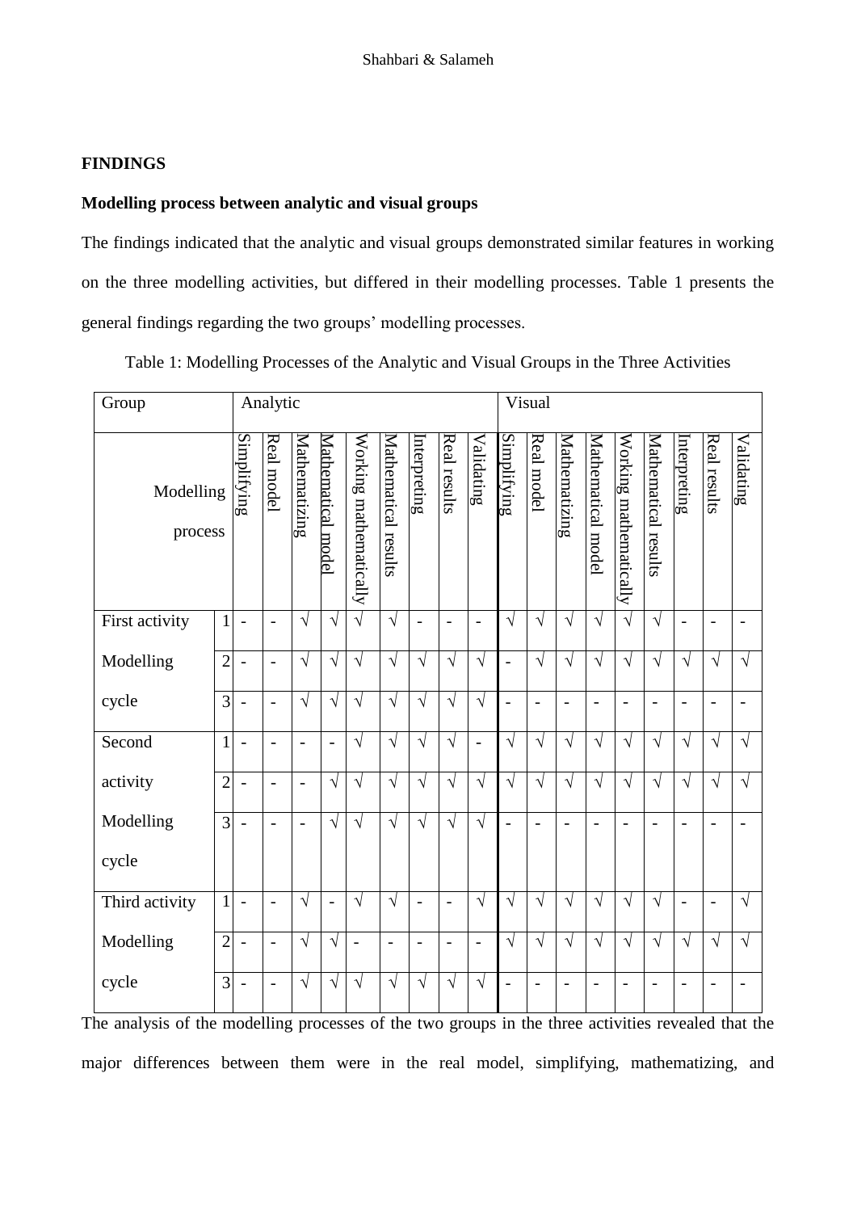## FINDINGS

### Modelling process between analytic and visual groups

The findings indicated that the analytic and visual groups demonstrated similar features in working on the three modelling activities, but differed in their modelling processes. Table 1 presents the general findings regarding the two groups' modelling processes.

Table 1: Modelling Processes of the Analytic and Visual Groups in the Three Activities

| Group | | Analytic | | | | | | | | | Visual | | | | | | | | |
|---|---|---|---|---|---|---|---|---|---|---|---|---|---|---|---|---|---|---|---|
| Modelling process | | Simplifying | Real model | Mathematizing | Mathematical model | Working mathematically | Mathematical results | Interpreting | Real results | Validating | Simplifying | Real model | Mathematizing | Mathematical model | Working mathematically | Mathematical results | Interpreting | Real results | Validating |
| First activity Modelling cycle | 1 | - | - | √ | √ | √ | √ | - | - | - | √ | √ | √ | √ | √ | √ | - | - | - |
| | 2 | - | - | √ | √ | √ | √ | √ | √ | √ | - | √ | √ | √ | √ | √ | √ | √ | √ |
| | 3 | - | - | √ | √ | √ | √ | √ | √ | √ | - | - | - | - | - | - | - | - | - |
| Second activity Modelling cycle | 1 | - | - | - | - | √ | √ | √ | √ | - | √ | √ | √ | √ | √ | √ | √ | √ | √ |
| | 2 | - | - | - | √ | √ | √ | √ | √ | √ | √ | √ | √ | √ | √ | √ | √ | √ | √ |
| | 3 | - | - | - | √ | √ | √ | √ | √ | √ | - | - | - | - | - | - | - | - | - |
| Third activity Modelling cycle | 1 | - | - | √ | - | √ | √ | - | - | √ | √ | √ | √ | √ | √ | √ | - | - | √ |
| | 2 | - | - | √ | √ | - | - | - | - | - | √ | √ | √ | √ | √ | √ | √ | √ | √ |
| | 3 | - | - | √ | √ | √ | √ | √ | √ | √ | - | - | - | - | - | - | - | - | - |

The analysis of the modelling processes of the two groups in the three activities revealed that the major differences between them were in the real model, simplifying, mathematizing, and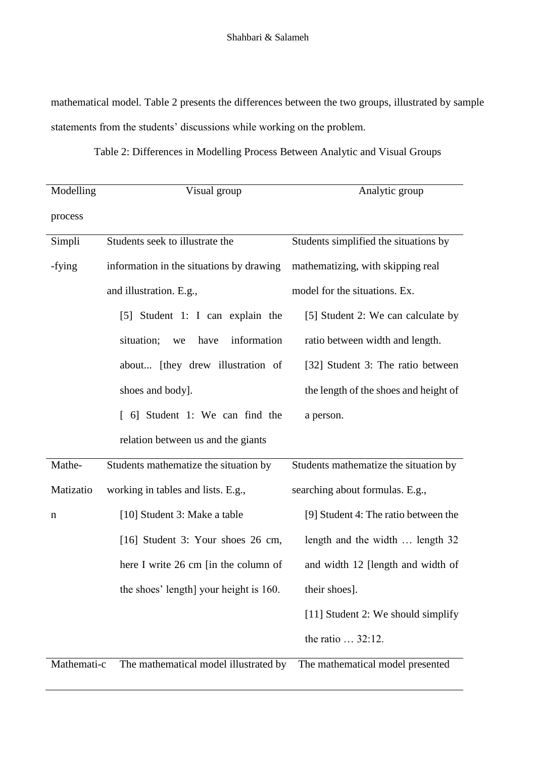mathematical model. Table 2 presents the differences between the two groups, illustrated by sample statements from the students' discussions while working on the problem.

Table 2: Differences in Modelling Process Between Analytic and Visual Groups

| Modelling process | Visual group | Analytic group |
|---|---|---|
| Simpli-fying | Students seek to illustrate the information in the situations by drawing and illustration. E.g., [5] Student 1: I can explain the situation; we have information about... [they drew illustration of shoes and body]. [ 6] Student 1: We can find the relation between us and the giants | Students simplified the situations by mathematizing, with skipping real model for the situations. Ex. [5] Student 2: We can calculate by ratio between width and length. [32] Student 3: The ratio between the length of the shoes and height of a person. |
| Mathe-Matization | Students mathematize the situation by working in tables and lists. E.g., [10] Student 3: Make a table [16] Student 3: Your shoes 26 cm, here I write 26 cm [in the column of the shoes' length] your height is 160. | Students mathematize the situation by searching about formulas. E.g., [9] Student 4: The ratio between the length and the width … length 32 and width 12 [length and width of their shoes]. [11] Student 2: We should simplify the ratio … 32:12. |
| Mathemati-c | The mathematical model illustrated by | The mathematical model presented |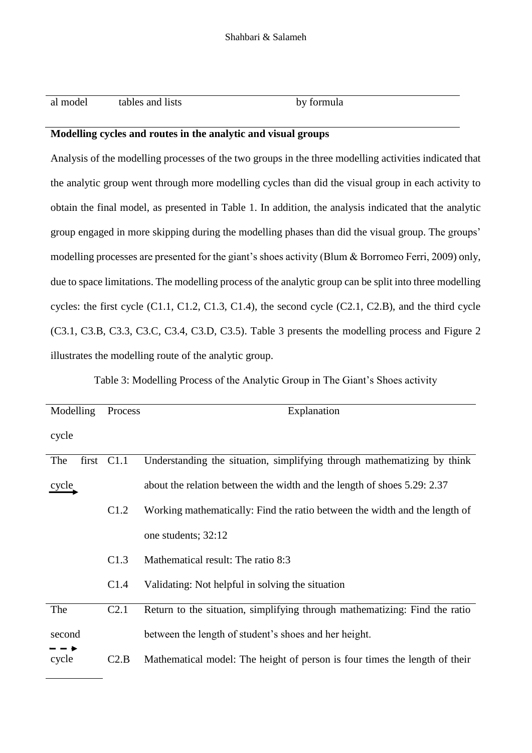| al model | tables and lists | by formula |
|---|---|---|

**Modelling cycles and routes in the analytic and visual groups**

Analysis of the modelling processes of the two groups in the three modelling activities indicated that the analytic group went through more modelling cycles than did the visual group in each activity to obtain the final model, as presented in Table 1. In addition, the analysis indicated that the analytic group engaged in more skipping during the modelling phases than did the visual group. The groups' modelling processes are presented for the giant's shoes activity (Blum & Borromeo Ferri, 2009) only, due to space limitations. The modelling process of the analytic group can be split into three modelling cycles: the first cycle (C1.1, C1.2, C1.3, C1.4), the second cycle (C2.1, C2.B), and the third cycle (C3.1, C3.B, C3.3, C3.C, C3.4, C3.D, C3.5). Table 3 presents the modelling process and Figure 2 illustrates the modelling route of the analytic group.

Table 3: Modelling Process of the Analytic Group in The Giant's Shoes activity

| Modelling cycle | Process | Explanation |
|---|---|---|
| The first cycle → | C1.1 | Understanding the situation, simplifying through mathematizing by think about the relation between the width and the length of shoes 5.29: 2.37 |
| | C1.2 | Working mathematically: Find the ratio between the width and the length of one students; 32:12 |
| | C1.3 | Mathematical result: The ratio 8:3 |
| | C1.4 | Validating: Not helpful in solving the situation |
| The second cycle - - → | C2.1 | Return to the situation, simplifying through mathematizing: Find the ratio between the length of student's shoes and her height. |
| | C2.B | Mathematical model: The height of person is four times the length of their |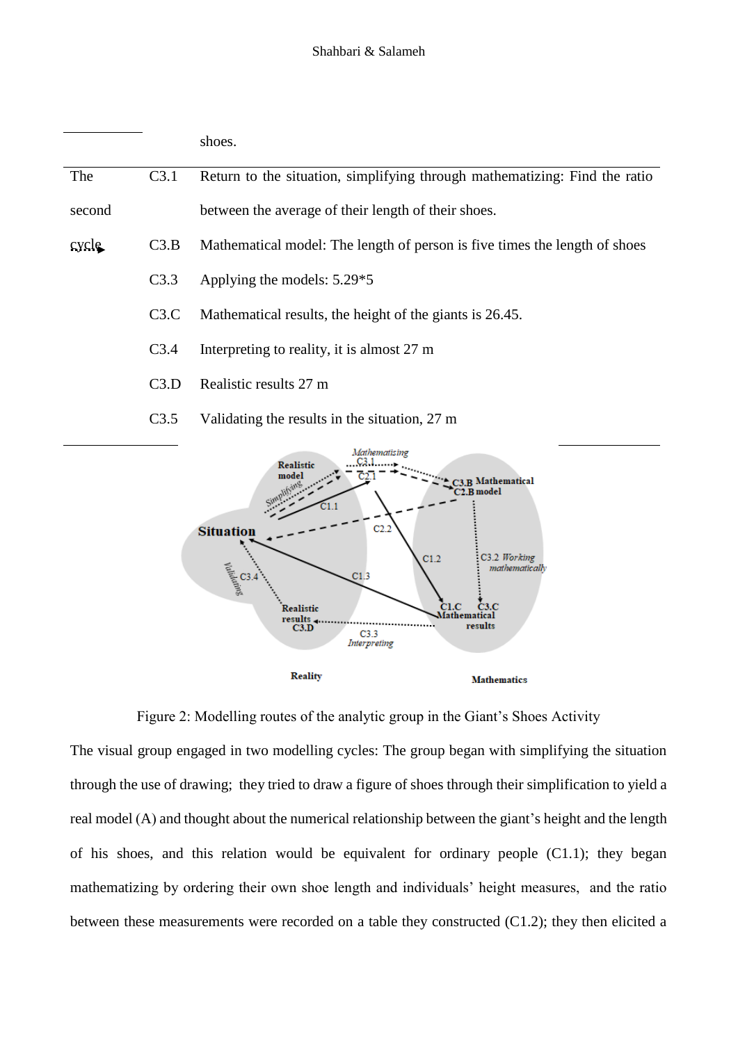| | | shoes. |
|---|---|---|
| The second cycle | C3.1 | Return to the situation, simplifying through mathematizing: Find the ratio between the average of their length of their shoes. |
| | C3.B | Mathematical model: The length of person is five times the length of shoes |
| | C3.3 | Applying the models: 5.29*5 |
| | C3.C | Mathematical results, the height of the giants is 26.45. |
| | C3.4 | Interpreting to reality, it is almost 27 m |
| | C3.D | Realistic results 27 m |
| | C3.5 | Validating the results in the situation, 27 m |

Figure 2: Modelling routes of the analytic group in the Giant's Shoes Activity

The visual group engaged in two modelling cycles: The group began with simplifying the situation through the use of drawing; they tried to draw a figure of shoes through their simplification to yield a real model (A) and thought about the numerical relationship between the giant's height and the length of his shoes, and this relation would be equivalent for ordinary people (C1.1); they began mathematizing by ordering their own shoe length and individuals' height measures, and the ratio between these measurements were recorded on a table they constructed (C1.2); they then elicited a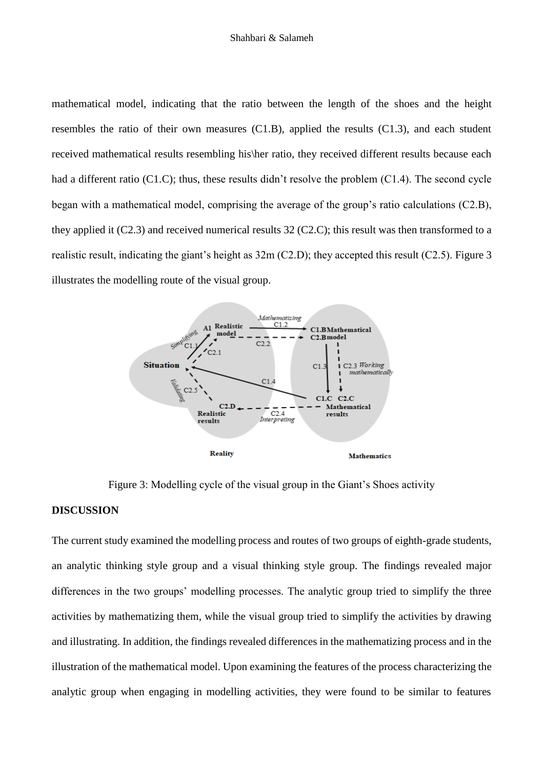mathematical model, indicating that the ratio between the length of the shoes and the height resembles the ratio of their own measures (C1.B), applied the results (C1.3), and each student received mathematical results resembling his\her ratio, they received different results because each had a different ratio (C1.C); thus, these results didn't resolve the problem (C1.4). The second cycle began with a mathematical model, comprising the average of the group's ratio calculations (C2.B), they applied it (C2.3) and received numerical results 32 (C2.C); this result was then transformed to a realistic result, indicating the giant's height as 32m (C2.D); they accepted this result (C2.5). Figure 3 illustrates the modelling route of the visual group.

Figure 3: Modelling cycle of the visual group in the Giant's Shoes activity

## DISCUSSION

The current study examined the modelling process and routes of two groups of eighth-grade students, an analytic thinking style group and a visual thinking style group. The findings revealed major differences in the two groups' modelling processes. The analytic group tried to simplify the three activities by mathematizing them, while the visual group tried to simplify the activities by drawing and illustrating. In addition, the findings revealed differences in the mathematizing process and in the illustration of the mathematical model. Upon examining the features of the process characterizing the analytic group when engaging in modelling activities, they were found to be similar to features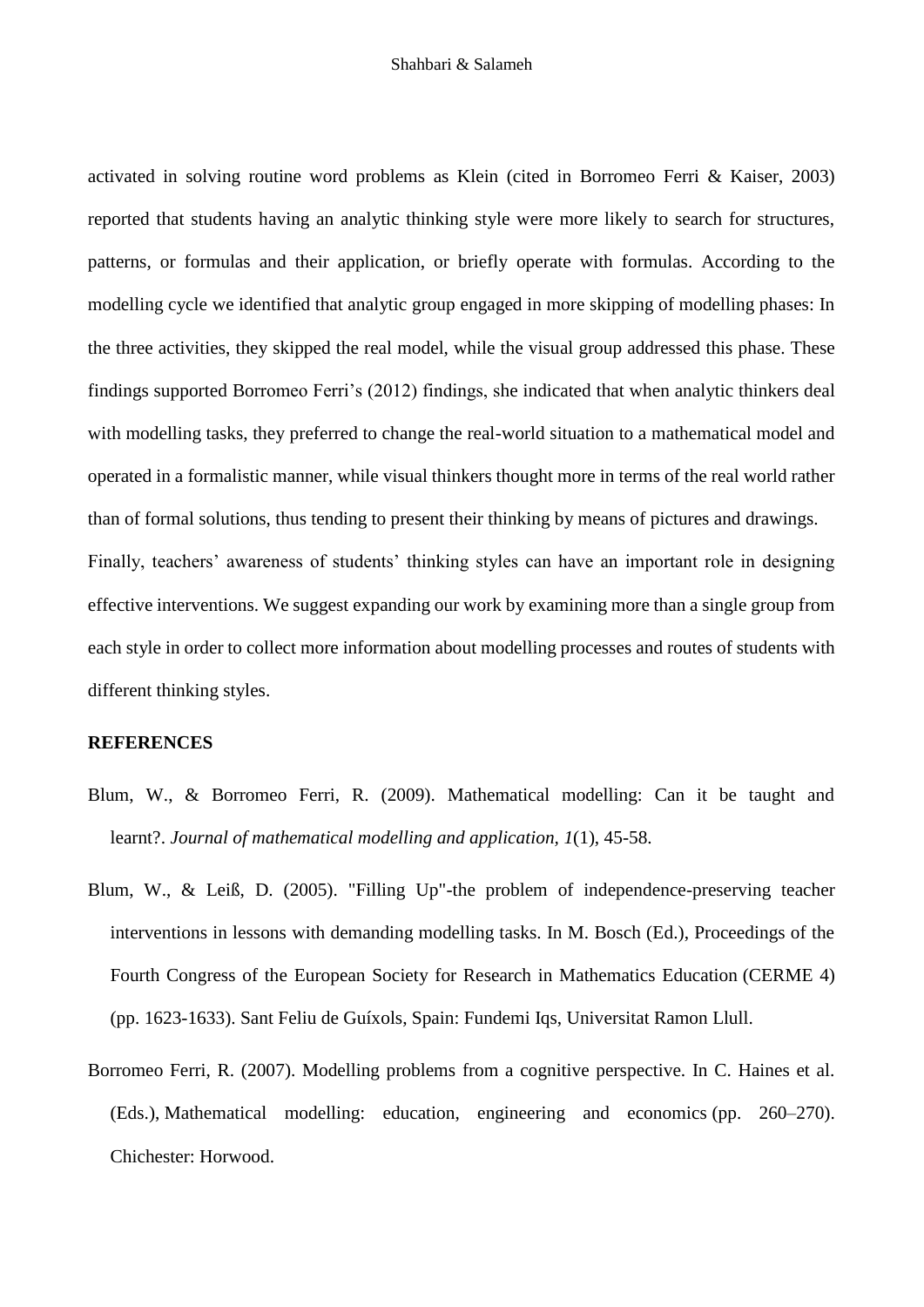activated in solving routine word problems as Klein (cited in Borromeo Ferri & Kaiser, 2003) reported that students having an analytic thinking style were more likely to search for structures, patterns, or formulas and their application, or briefly operate with formulas. According to the modelling cycle we identified that analytic group engaged in more skipping of modelling phases: In the three activities, they skipped the real model, while the visual group addressed this phase. These findings supported Borromeo Ferri's (2012) findings, she indicated that when analytic thinkers deal with modelling tasks, they preferred to change the real-world situation to a mathematical model and operated in a formalistic manner, while visual thinkers thought more in terms of the real world rather than of formal solutions, thus tending to present their thinking by means of pictures and drawings.

Finally, teachers' awareness of students' thinking styles can have an important role in designing effective interventions. We suggest expanding our work by examining more than a single group from each style in order to collect more information about modelling processes and routes of students with different thinking styles.

**REFERENCES**

Blum, W., & Borromeo Ferri, R. (2009). Mathematical modelling: Can it be taught and learnt?. *Journal of mathematical modelling and application, 1*(1), 45-58.

Blum, W., & Leiß, D. (2005). "Filling Up"-the problem of independence-preserving teacher interventions in lessons with demanding modelling tasks. In M. Bosch (Ed.), Proceedings of the Fourth Congress of the European Society for Research in Mathematics Education (CERME 4) (pp. 1623-1633). Sant Feliu de Guíxols, Spain: Fundemi Iqs, Universitat Ramon Llull.

Borromeo Ferri, R. (2007). Modelling problems from a cognitive perspective. In C. Haines et al. (Eds.), Mathematical modelling: education, engineering and economics (pp. 260–270). Chichester: Horwood.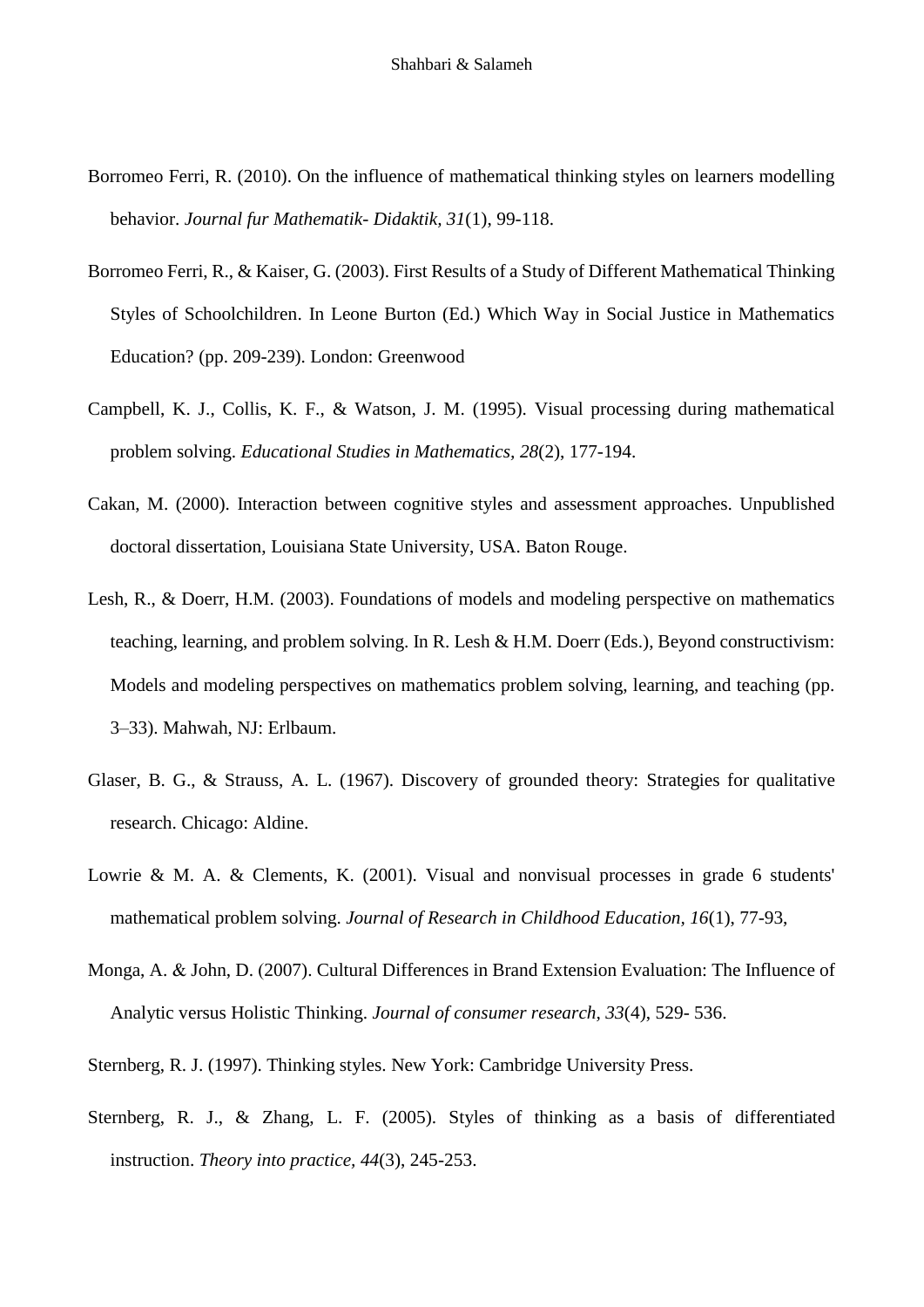Borromeo Ferri, R. (2010). On the influence of mathematical thinking styles on learners modelling behavior. *Journal fur Mathematik- Didaktik, 31*(1), 99-118.

Borromeo Ferri, R., & Kaiser, G. (2003). First Results of a Study of Different Mathematical Thinking Styles of Schoolchildren. In Leone Burton (Ed.) Which Way in Social Justice in Mathematics Education? (pp. 209-239). London: Greenwood

Campbell, K. J., Collis, K. F., & Watson, J. M. (1995). Visual processing during mathematical problem solving. *Educational Studies in Mathematics, 28*(2), 177-194.

Cakan, M. (2000). Interaction between cognitive styles and assessment approaches. Unpublished doctoral dissertation, Louisiana State University, USA. Baton Rouge.

Lesh, R., & Doerr, H.M. (2003). Foundations of models and modeling perspective on mathematics teaching, learning, and problem solving. In R. Lesh & H.M. Doerr (Eds.), Beyond constructivism: Models and modeling perspectives on mathematics problem solving, learning, and teaching (pp. 3–33). Mahwah, NJ: Erlbaum.

Glaser, B. G., & Strauss, A. L. (1967). Discovery of grounded theory: Strategies for qualitative research. Chicago: Aldine.

Lowrie & M. A. & Clements, K. (2001). Visual and nonvisual processes in grade 6 students' mathematical problem solving. *Journal of Research in Childhood Education, 16*(1), 77-93,

Monga, A. & John, D. (2007). Cultural Differences in Brand Extension Evaluation: The Influence of Analytic versus Holistic Thinking. *Journal of consumer research, 33*(4), 529- 536.

Sternberg, R. J. (1997). Thinking styles. New York: Cambridge University Press.

Sternberg, R. J., & Zhang, L. F. (2005). Styles of thinking as a basis of differentiated instruction. *Theory into practice, 44*(3), 245-253.